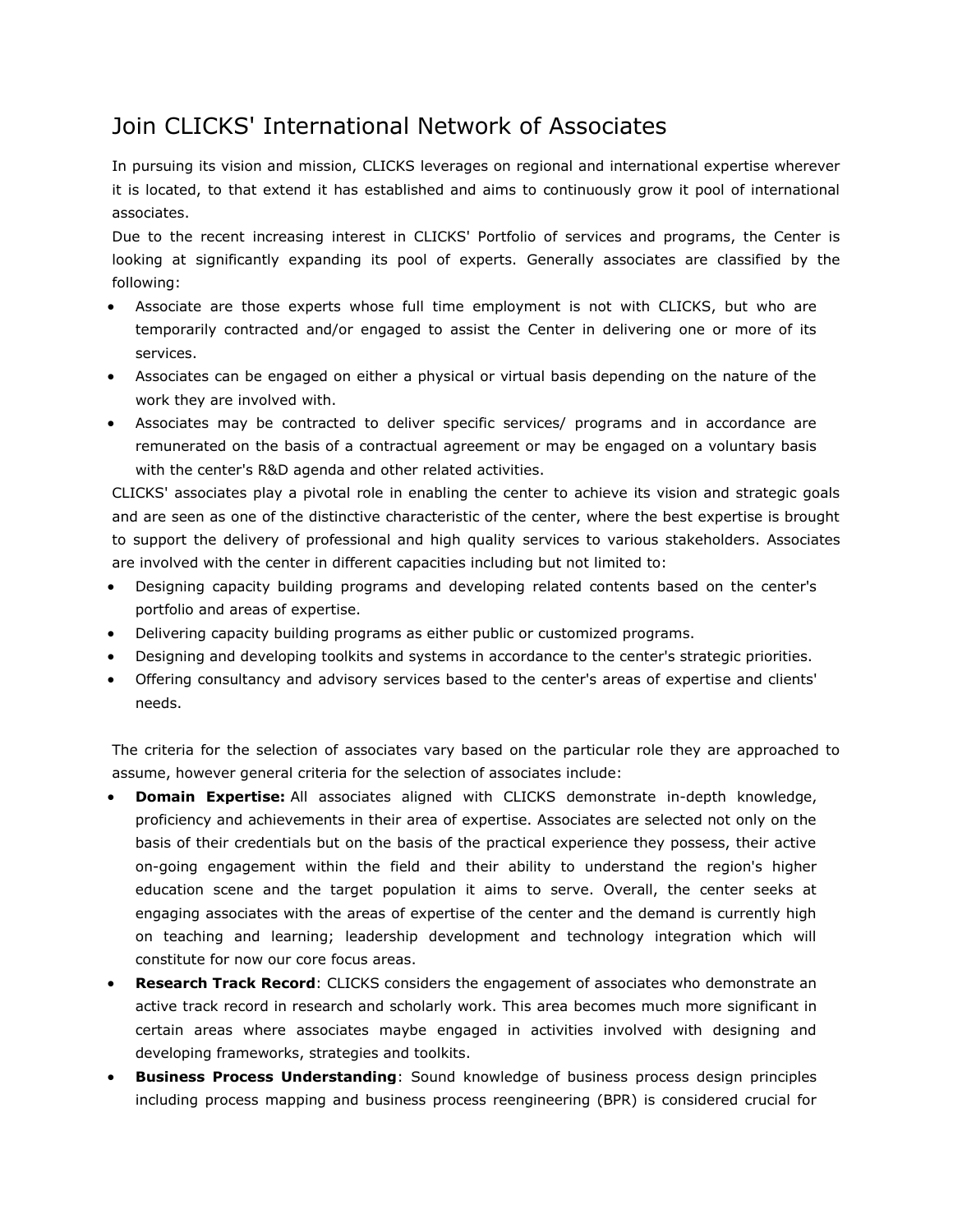# Join CLICKS' International Network of Associates

In pursuing its vision and mission, CLICKS leverages on regional and international expertise wherever it is located, to that extend it has established and aims to continuously grow it pool of international associates.

Due to the recent increasing interest in CLICKS' Portfolio of services and programs, the Center is looking at significantly expanding its pool of experts. Generally associates are classified by the following:

- Associate are those experts whose full time employment is not with CLICKS, but who are temporarily contracted and/or engaged to assist the Center in delivering one or more of its services.
- Associates can be engaged on either a physical or virtual basis depending on the nature of the work they are involved with.
- Associates may be contracted to deliver specific services/ programs and in accordance are remunerated on the basis of a contractual agreement or may be engaged on a voluntary basis with the center's R&D agenda and other related activities.

CLICKS' associates play a pivotal role in enabling the center to achieve its vision and strategic goals and are seen as one of the distinctive characteristic of the center, where the best expertise is brought to support the delivery of professional and high quality services to various stakeholders. Associates are involved with the center in different capacities including but not limited to:

- Designing capacity building programs and developing related contents based on the center's portfolio and areas of expertise.
- Delivering capacity building programs as either public or customized programs.
- Designing and developing toolkits and systems in accordance to the center's strategic priorities.
- Offering consultancy and advisory services based to the center's areas of expertise and clients' needs.

The criteria for the selection of associates vary based on the particular role they are approached to assume, however general criteria for the selection of associates include:

- **Domain Expertise:** All associates aligned with CLICKS demonstrate in-depth knowledge, proficiency and achievements in their area of expertise. Associates are selected not only on the basis of their credentials but on the basis of the practical experience they possess, their active on-going engagement within the field and their ability to understand the region's higher education scene and the target population it aims to serve. Overall, the center seeks at engaging associates with the areas of expertise of the center and the demand is currently high on teaching and learning; leadership development and technology integration which will constitute for now our core focus areas.
- **Research Track Record**: CLICKS considers the engagement of associates who demonstrate an active track record in research and scholarly work. This area becomes much more significant in certain areas where associates maybe engaged in activities involved with designing and developing frameworks, strategies and toolkits.
- **Business Process Understanding**: Sound knowledge of business process design principles including process mapping and business process reengineering (BPR) is considered crucial for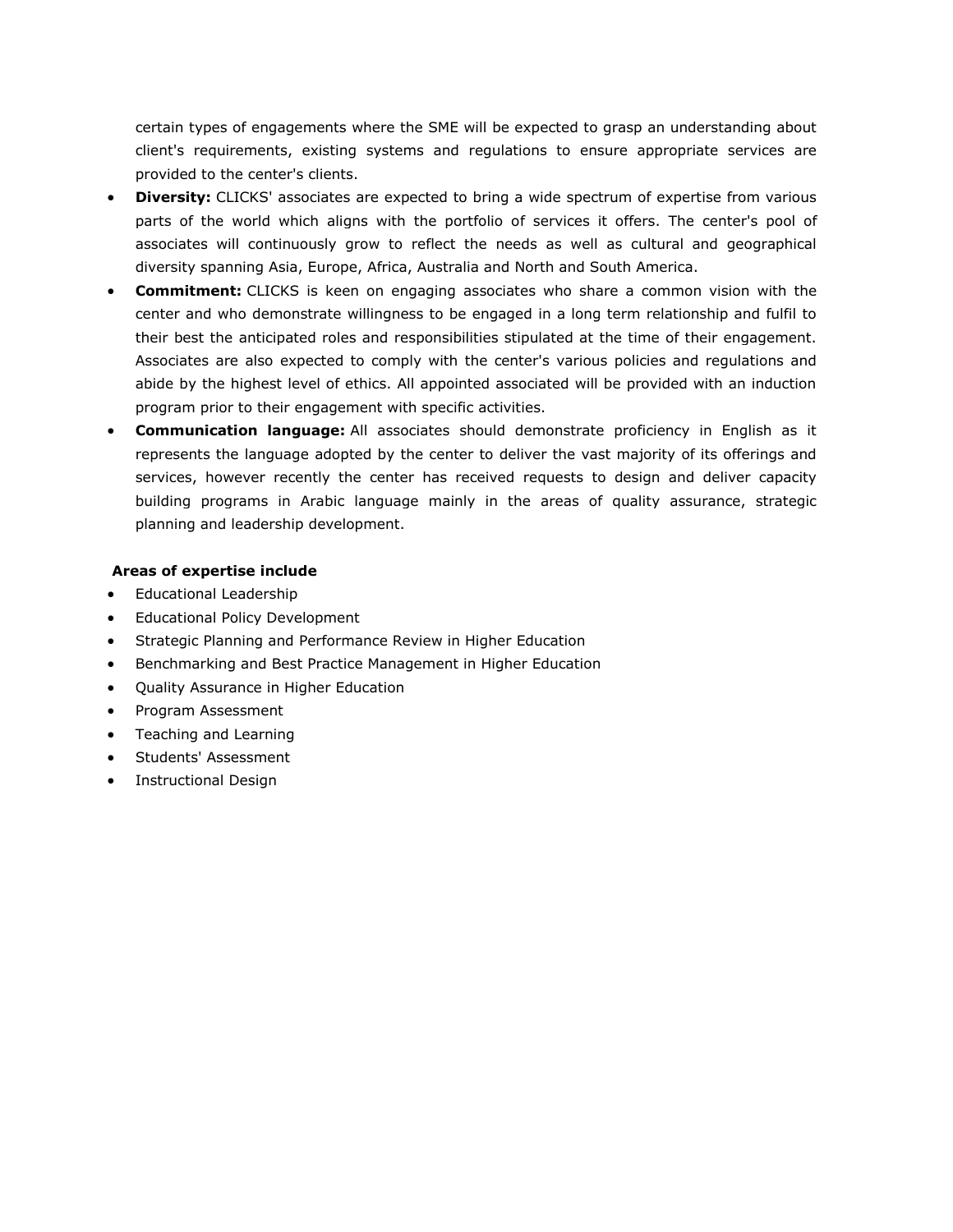certain types of engagements where the SME will be expected to grasp an understanding about client's requirements, existing systems and regulations to ensure appropriate services are provided to the center's clients.

- **Diversity:** CLICKS' associates are expected to bring a wide spectrum of expertise from various parts of the world which aligns with the portfolio of services it offers. The center's pool of associates will continuously grow to reflect the needs as well as cultural and geographical diversity spanning Asia, Europe, Africa, Australia and North and South America.
- **Commitment:** CLICKS is keen on engaging associates who share a common vision with the center and who demonstrate willingness to be engaged in a long term relationship and fulfil to their best the anticipated roles and responsibilities stipulated at the time of their engagement. Associates are also expected to comply with the center's various policies and regulations and abide by the highest level of ethics. All appointed associated will be provided with an induction program prior to their engagement with specific activities.
- **Communication language:** All associates should demonstrate proficiency in English as it represents the language adopted by the center to deliver the vast majority of its offerings and services, however recently the center has received requests to design and deliver capacity building programs in Arabic language mainly in the areas of quality assurance, strategic planning and leadership development.

**Areas of expertise include**

- Educational Leadership
- Educational Policy Development
- Strategic Planning and Performance Review in Higher Education
- Benchmarking and Best Practice Management in Higher Education
- Quality Assurance in Higher Education
- Program Assessment
- Teaching and Learning
- Students' Assessment
- Instructional Design